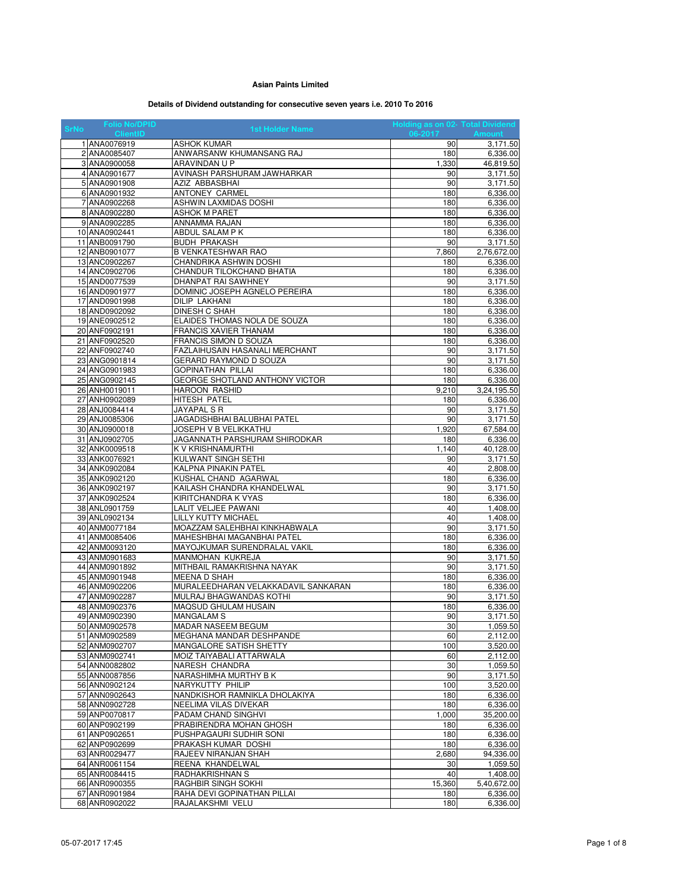**Asian Paints Limited**

**Details of Dividend outstanding for consecutive seven years i.e. 2010 To 2016**

| SrNo | Folio No/DPID ClientID | 1st Holder Name | Holding as on 02-06-2017 | Total Dividend Amount |
|---|---|---|---|---|
| 1 | ANA0076919 | ASHOK KUMAR | 90 | 3,171.50 |
| 2 | ANA0085407 | ANWARSANW KHUMANSANG RAJ | 180 | 6,336.00 |
| 3 | ANA0900058 | ARAVINDAN U P | 1,330 | 46,819.50 |
| 4 | ANA0901677 | AVINASH PARSHURAM JAWHARKAR | 90 | 3,171.50 |
| 5 | ANA0901908 | AZIZ ABBASBHAI | 90 | 3,171.50 |
| 6 | ANA0901932 | ANTONEY CARMEL | 180 | 6,336.00 |
| 7 | ANA0902268 | ASHWIN LAXMIDAS DOSHI | 180 | 6,336.00 |
| 8 | ANA0902280 | ASHOK M PARET | 180 | 6,336.00 |
| 9 | ANA0902285 | ANNAMMA RAJAN | 180 | 6,336.00 |
| 10 | ANA0902441 | ABDUL SALAM P K | 180 | 6,336.00 |
| 11 | ANB0091790 | BUDH PRAKASH | 90 | 3,171.50 |
| 12 | ANB0901077 | B VENKATESHWAR RAO | 7,860 | 2,76,672.00 |
| 13 | ANC0902267 | CHANDRIKA ASHWIN DOSHI | 180 | 6,336.00 |
| 14 | ANC0902706 | CHANDUR TILOKCHAND BHATIA | 180 | 6,336.00 |
| 15 | AND0077539 | DHANPAT RAI SAWHNEY | 90 | 3,171.50 |
| 16 | AND0901977 | DOMINIC JOSEPH AGNELO PEREIRA | 180 | 6,336.00 |
| 17 | AND0901998 | DILIP LAKHANI | 180 | 6,336.00 |
| 18 | AND0902092 | DINESH C SHAH | 180 | 6,336.00 |
| 19 | ANE0902512 | ELAIDES THOMAS NOLA DE SOUZA | 180 | 6,336.00 |
| 20 | ANF0902191 | FRANCIS XAVIER THANAM | 180 | 6,336.00 |
| 21 | ANF0902520 | FRANCIS SIMON D SOUZA | 180 | 6,336.00 |
| 22 | ANF0902740 | FAZLAIHUSAIN HASANALI MERCHANT | 90 | 3,171.50 |
| 23 | ANG0901814 | GERARD RAYMOND D SOUZA | 90 | 3,171.50 |
| 24 | ANG0901983 | GOPINATHAN PILLAI | 180 | 6,336.00 |
| 25 | ANG0902145 | GEORGE SHOTLAND ANTHONY VICTOR | 180 | 6,336.00 |
| 26 | ANH0019011 | HAROON RASHID | 9,210 | 3,24,195.50 |
| 27 | ANH0902089 | HITESH PATEL | 180 | 6,336.00 |
| 28 | ANJ0084414 | JAYAPAL S R | 90 | 3,171.50 |
| 29 | ANJ0085306 | JAGADISHBHAI BALUBHAI PATEL | 90 | 3,171.50 |
| 30 | ANJ0900018 | JOSEPH V B VELIKKATHU | 1,920 | 67,584.00 |
| 31 | ANJ0902705 | JAGANNATH PARSHURAM SHIRODKAR | 180 | 6,336.00 |
| 32 | ANK0009518 | K V KRISHNAMURTHI | 1,140 | 40,128.00 |
| 33 | ANK0076921 | KULWANT SINGH SETHI | 90 | 3,171.50 |
| 34 | ANK0902084 | KALPNA PINAKIN PATEL | 40 | 2,808.00 |
| 35 | ANK0902120 | KUSHAL CHAND AGARWAL | 180 | 6,336.00 |
| 36 | ANK0902197 | KAILASH CHANDRA KHANDELWAL | 90 | 3,171.50 |
| 37 | ANK0902524 | KIRITCHANDRA K VYAS | 180 | 6,336.00 |
| 38 | ANL0901759 | LALIT VELJEE PAWANI | 40 | 1,408.00 |
| 39 | ANL0902134 | LILLY KUTTY MICHAEL | 40 | 1,408.00 |
| 40 | ANM0077184 | MOAZZAM SALEHBHAI KINKHABWALA | 90 | 3,171.50 |
| 41 | ANM0085406 | MAHESHBHAI MAGANBHAI PATEL | 180 | 6,336.00 |
| 42 | ANM0093120 | MAYOJKUMAR SURENDRALAL VAKIL | 180 | 6,336.00 |
| 43 | ANM0901683 | MANMOHAN KUKREJA | 90 | 3,171.50 |
| 44 | ANM0901892 | MITHBAIL RAMAKRISHNA NAYAK | 90 | 3,171.50 |
| 45 | ANM0901948 | MEENA D SHAH | 180 | 6,336.00 |
| 46 | ANM0902206 | MURALEEDHARAN VELAKKADAVIL SANKARAN | 180 | 6,336.00 |
| 47 | ANM0902287 | MULRAJ BHAGWANDAS KOTHI | 90 | 3,171.50 |
| 48 | ANM0902376 | MAQSUD GHULAM HUSAIN | 180 | 6,336.00 |
| 49 | ANM0902390 | MANGALAM S | 90 | 3,171.50 |
| 50 | ANM0902578 | MADAR NASEEM BEGUM | 30 | 1,059.50 |
| 51 | ANM0902589 | MEGHANA MANDAR DESHPANDE | 60 | 2,112.00 |
| 52 | ANM0902707 | MANGALORE SATISH SHETTY | 100 | 3,520.00 |
| 53 | ANM0902741 | MOIZ TAIYABALI ATTARWALA | 60 | 2,112.00 |
| 54 | ANN0082802 | NARESH CHANDRA | 30 | 1,059.50 |
| 55 | ANN0087856 | NARASHIMHA MURTHY B K | 90 | 3,171.50 |
| 56 | ANN0902124 | NARYKUTTY PHILIP | 100 | 3,520.00 |
| 57 | ANN0902643 | NANDKISHOR RAMNIKLA DHOLAKIYA | 180 | 6,336.00 |
| 58 | ANN0902728 | NEELIMA VILAS DIVEKAR | 180 | 6,336.00 |
| 59 | ANP0070817 | PADAM CHAND SINGHVI | 1,000 | 35,200.00 |
| 60 | ANP0902199 | PRABIRENDRA MOHAN GHOSH | 180 | 6,336.00 |
| 61 | ANP0902651 | PUSHPAGAURI SUDHIR SONI | 180 | 6,336.00 |
| 62 | ANP0902699 | PRAKASH KUMAR DOSHI | 180 | 6,336.00 |
| 63 | ANR0029477 | RAJEEV NIRANJAN SHAH | 2,680 | 94,336.00 |
| 64 | ANR0061154 | REENA KHANDELWAL | 30 | 1,059.50 |
| 65 | ANR0084415 | RADHAKRISHNAN S | 40 | 1,408.00 |
| 66 | ANR0900355 | RAGHBIR SINGH SOKHI | 15,360 | 5,40,672.00 |
| 67 | ANR0901984 | RAHA DEVI GOPINATHAN PILLAI | 180 | 6,336.00 |
| 68 | ANR0902022 | RAJALAKSHMI VELU | 180 | 6,336.00 |

05-07-2017 17:45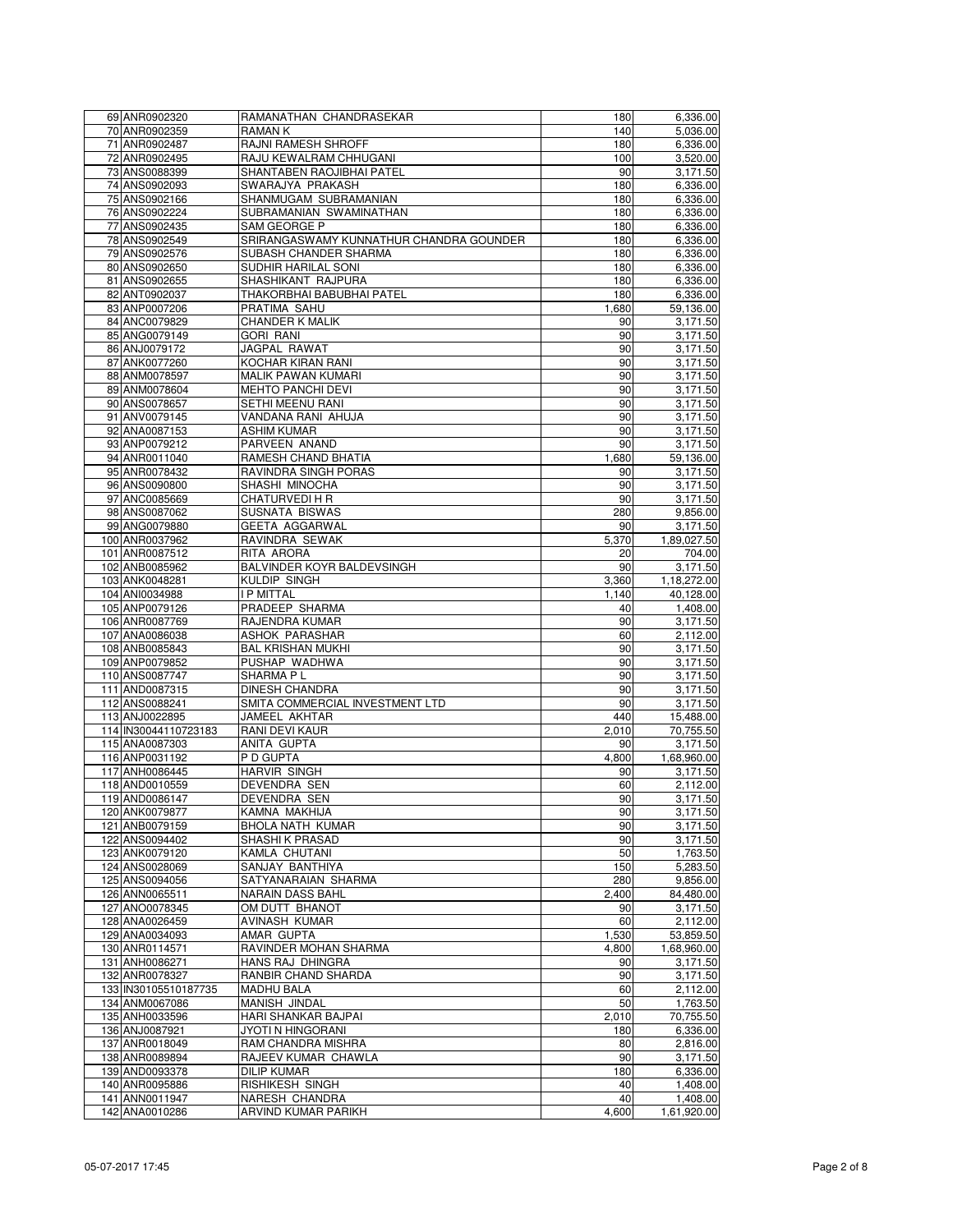| | | | | |
|---|---|---|---|---|
| 69 | ANR0902320 | RAMANATHAN CHANDRASEKAR | 180 | 6,336.00 |
| 70 | ANR0902359 | RAMAN K | 140 | 5,036.00 |
| 71 | ANR0902487 | RAJNI RAMESH SHROFF | 180 | 6,336.00 |
| 72 | ANR0902495 | RAJU KEWALRAM CHHUGANI | 100 | 3,520.00 |
| 73 | ANS0088399 | SHANTABEN RAOJIBHAI PATEL | 90 | 3,171.50 |
| 74 | ANS0902093 | SWARAJYA PRAKASH | 180 | 6,336.00 |
| 75 | ANS0902166 | SHANMUGAM SUBRAMANIAN | 180 | 6,336.00 |
| 76 | ANS0902224 | SUBRAMANIAN SWAMINATHAN | 180 | 6,336.00 |
| 77 | ANS0902435 | SAM GEORGE P | 180 | 6,336.00 |
| 78 | ANS0902549 | SRIRANGASWAMY KUNNATHUR CHANDRA GOUNDER | 180 | 6,336.00 |
| 79 | ANS0902576 | SUBASH CHANDER SHARMA | 180 | 6,336.00 |
| 80 | ANS0902650 | SUDHIR HARILAL SONI | 180 | 6,336.00 |
| 81 | ANS0902655 | SHASHIKANT RAJPURA | 180 | 6,336.00 |
| 82 | ANT0902037 | THAKORBHAI BABUBHAI PATEL | 180 | 6,336.00 |
| 83 | ANP0007206 | PRATIMA SAHU | 1,680 | 59,136.00 |
| 84 | ANC0079829 | CHANDER K MALIK | 90 | 3,171.50 |
| 85 | ANG0079149 | GORI RANI | 90 | 3,171.50 |
| 86 | ANJ0079172 | JAGPAL RAWAT | 90 | 3,171.50 |
| 87 | ANK0077260 | KOCHAR KIRAN RANI | 90 | 3,171.50 |
| 88 | ANM0078597 | MALIK PAWAN KUMARI | 90 | 3,171.50 |
| 89 | ANM0078604 | MEHTO PANCHI DEVI | 90 | 3,171.50 |
| 90 | ANS0078657 | SETHI MEENU RANI | 90 | 3,171.50 |
| 91 | ANV0079145 | VANDANA RANI AHUJA | 90 | 3,171.50 |
| 92 | ANA0087153 | ASHIM KUMAR | 90 | 3,171.50 |
| 93 | ANP0079212 | PARVEEN ANAND | 90 | 3,171.50 |
| 94 | ANR0011040 | RAMESH CHAND BHATIA | 1,680 | 59,136.00 |
| 95 | ANR0078432 | RAVINDRA SINGH PORAS | 90 | 3,171.50 |
| 96 | ANS0090800 | SHASHI MINOCHA | 90 | 3,171.50 |
| 97 | ANC0085669 | CHATURVEDI H R | 90 | 3,171.50 |
| 98 | ANS0087062 | SUSNATA BISWAS | 280 | 9,856.00 |
| 99 | ANG0079880 | GEETA AGGARWAL | 90 | 3,171.50 |
| 100 | ANR0037962 | RAVINDRA SEWAK | 5,370 | 1,89,027.50 |
| 101 | ANR0087512 | RITA ARORA | 20 | 704.00 |
| 102 | ANB0085962 | BALVINDER KOYR BALDEVSINGH | 90 | 3,171.50 |
| 103 | ANK0048281 | KULDIP SINGH | 3,360 | 1,18,272.00 |
| 104 | ANI0034988 | I P MITTAL | 1,140 | 40,128.00 |
| 105 | ANP0079126 | PRADEEP SHARMA | 40 | 1,408.00 |
| 106 | ANR0087769 | RAJENDRA KUMAR | 90 | 3,171.50 |
| 107 | ANA0086038 | ASHOK PARASHAR | 60 | 2,112.00 |
| 108 | ANB0085843 | BAL KRISHAN MUKHI | 90 | 3,171.50 |
| 109 | ANP0079852 | PUSHAP WADHWA | 90 | 3,171.50 |
| 110 | ANS0087747 | SHARMA P L | 90 | 3,171.50 |
| 111 | AND0087315 | DINESH CHANDRA | 90 | 3,171.50 |
| 112 | ANS0088241 | SMITA COMMERCIAL INVESTMENT LTD | 90 | 3,171.50 |
| 113 | ANJ0022895 | JAMEEL AKHTAR | 440 | 15,488.00 |
| 114 | IN30044110723183 | RANI DEVI KAUR | 2,010 | 70,755.50 |
| 115 | ANA0087303 | ANITA GUPTA | 90 | 3,171.50 |
| 116 | ANP0031192 | P D GUPTA | 4,800 | 1,68,960.00 |
| 117 | ANH0086445 | HARVIR SINGH | 90 | 3,171.50 |
| 118 | AND0010559 | DEVENDRA SEN | 60 | 2,112.00 |
| 119 | AND0086147 | DEVENDRA SEN | 90 | 3,171.50 |
| 120 | ANK0079877 | KAMNA MAKHIJA | 90 | 3,171.50 |
| 121 | ANB0079159 | BHOLA NATH KUMAR | 90 | 3,171.50 |
| 122 | ANS0094402 | SHASHI K PRASAD | 90 | 3,171.50 |
| 123 | ANK0079120 | KAMLA CHUTANI | 50 | 1,763.50 |
| 124 | ANS0028069 | SANJAY BANTHIYA | 150 | 5,283.50 |
| 125 | ANS0094056 | SATYANARAIAN SHARMA | 280 | 9,856.00 |
| 126 | ANN0065511 | NARAIN DASS BAHL | 2,400 | 84,480.00 |
| 127 | ANO0078345 | OM DUTT BHANOT | 90 | 3,171.50 |
| 128 | ANA0026459 | AVINASH KUMAR | 60 | 2,112.00 |
| 129 | ANA0034093 | AMAR GUPTA | 1,530 | 53,859.50 |
| 130 | ANR0114571 | RAVINDER MOHAN SHARMA | 4,800 | 1,68,960.00 |
| 131 | ANH0086271 | HANS RAJ DHINGRA | 90 | 3,171.50 |
| 132 | ANR0078327 | RANBIR CHAND SHARDA | 90 | 3,171.50 |
| 133 | IN30105510187735 | MADHU BALA | 60 | 2,112.00 |
| 134 | ANM0067086 | MANISH JINDAL | 50 | 1,763.50 |
| 135 | ANH0033596 | HARI SHANKAR BAJPAI | 2,010 | 70,755.50 |
| 136 | ANJ0087921 | JYOTI N HINGORANI | 180 | 6,336.00 |
| 137 | ANR0018049 | RAM CHANDRA MISHRA | 80 | 2,816.00 |
| 138 | ANR0089894 | RAJEEV KUMAR CHAWLA | 90 | 3,171.50 |
| 139 | AND0093378 | DILIP KUMAR | 180 | 6,336.00 |
| 140 | ANR0095886 | RISHIKESH SINGH | 40 | 1,408.00 |
| 141 | ANN0011947 | NARESH CHANDRA | 40 | 1,408.00 |
| 142 | ANA0010286 | ARVIND KUMAR PARIKH | 4,600 | 1,61,920.00 |

05-07-2017 17:45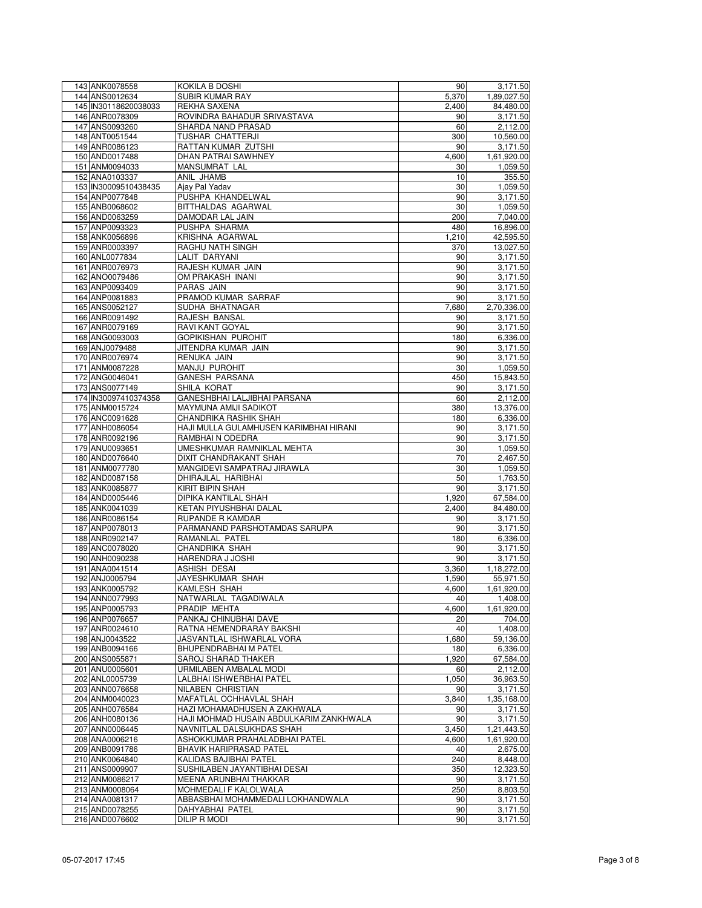| | | | | |
|---|---|---|---|---|
| 143 | ANK0078558 | KOKILA B DOSHI | 90 | 3,171.50 |
| 144 | ANS0012634 | SUBIR KUMAR RAY | 5,370 | 1,89,027.50 |
| 145 | IN30118620038033 | REKHA SAXENA | 2,400 | 84,480.00 |
| 146 | ANR0078309 | ROVINDRA BAHADUR SRIVASTAVA | 90 | 3,171.50 |
| 147 | ANS0093260 | SHARDA NAND PRASAD | 60 | 2,112.00 |
| 148 | ANT0051544 | TUSHAR CHATTERJI | 300 | 10,560.00 |
| 149 | ANR0086123 | RATTAN KUMAR ZUTSHI | 90 | 3,171.50 |
| 150 | AND0017488 | DHAN PATRAI SAWHNEY | 4,600 | 1,61,920.00 |
| 151 | ANM0094033 | MANSUMRAT LAL | 30 | 1,059.50 |
| 152 | ANA0103337 | ANIL JHAMB | 10 | 355.50 |
| 153 | IN30009510438435 | Ajay Pal Yadav | 30 | 1,059.50 |
| 154 | ANP0077848 | PUSHPA KHANDELWAL | 90 | 3,171.50 |
| 155 | ANB0068602 | BITTHALDAS AGARWAL | 30 | 1,059.50 |
| 156 | AND0063259 | DAMODAR LAL JAIN | 200 | 7,040.00 |
| 157 | ANP0093323 | PUSHPA SHARMA | 480 | 16,896.00 |
| 158 | ANK0056896 | KRISHNA AGARWAL | 1,210 | 42,595.50 |
| 159 | ANR0003397 | RAGHU NATH SINGH | 370 | 13,027.50 |
| 160 | ANL0077834 | LALIT DARYANI | 90 | 3,171.50 |
| 161 | ANR0076973 | RAJESH KUMAR JAIN | 90 | 3,171.50 |
| 162 | ANO0079486 | OM PRAKASH INANI | 90 | 3,171.50 |
| 163 | ANP0093409 | PARAS JAIN | 90 | 3,171.50 |
| 164 | ANP0081883 | PRAMOD KUMAR SARRAF | 90 | 3,171.50 |
| 165 | ANS0052127 | SUDHA BHATNAGAR | 7,680 | 2,70,336.00 |
| 166 | ANR0091492 | RAJESH BANSAL | 90 | 3,171.50 |
| 167 | ANR0079169 | RAVI KANT GOYAL | 90 | 3,171.50 |
| 168 | ANG0093003 | GOPIKISHAN PUROHIT | 180 | 6,336.00 |
| 169 | ANJ0079488 | JITENDRA KUMAR JAIN | 90 | 3,171.50 |
| 170 | ANR0076974 | RENUKA JAIN | 90 | 3,171.50 |
| 171 | ANM0087228 | MANJU PUROHIT | 30 | 1,059.50 |
| 172 | ANG0046041 | GANESH PARSANA | 450 | 15,843.50 |
| 173 | ANS0077149 | SHILA KORAT | 90 | 3,171.50 |
| 174 | IN30097410374358 | GANESHBHAI LALJIBHAI PARSANA | 60 | 2,112.00 |
| 175 | ANM0015724 | MAYMUNA AMIJI SADIKOT | 380 | 13,376.00 |
| 176 | ANC0091628 | CHANDRIKA RASHIK SHAH | 180 | 6,336.00 |
| 177 | ANH0086054 | HAJI MULLA GULAMHUSEN KARIMBHAI HIRANI | 90 | 3,171.50 |
| 178 | ANR0092196 | RAMBHAI N ODEDRA | 90 | 3,171.50 |
| 179 | ANU0093651 | UMESHKUMAR RAMNIKLAL MEHTA | 30 | 1,059.50 |
| 180 | AND0076640 | DIXIT CHANDRAKANT SHAH | 70 | 2,467.50 |
| 181 | ANM0077780 | MANGIDEVI SAMPATRAJ JIRAWLA | 30 | 1,059.50 |
| 182 | AND0087158 | DHIRAJLAL HARIBHAI | 50 | 1,763.50 |
| 183 | ANK0085877 | KIRIT BIPIN SHAH | 90 | 3,171.50 |
| 184 | AND0005446 | DIPIKA KANTILAL SHAH | 1,920 | 67,584.00 |
| 185 | ANK0041039 | KETAN PIYUSHBHAI DALAL | 2,400 | 84,480.00 |
| 186 | ANR0086154 | RUPANDE R KAMDAR | 90 | 3,171.50 |
| 187 | ANP0078013 | PARMANAND PARSHOTAMDAS SARUPA | 90 | 3,171.50 |
| 188 | ANR0902147 | RAMANLAL PATEL | 180 | 6,336.00 |
| 189 | ANC0078020 | CHANDRIKA SHAH | 90 | 3,171.50 |
| 190 | ANH0090238 | HARENDRA J JOSHI | 90 | 3,171.50 |
| 191 | ANA0041514 | ASHISH DESAI | 3,360 | 1,18,272.00 |
| 192 | ANJ0005794 | JAYESHKUMAR SHAH | 1,590 | 55,971.50 |
| 193 | ANK0005792 | KAMLESH SHAH | 4,600 | 1,61,920.00 |
| 194 | ANN0077993 | NATWARLAL TAGADIWALA | 40 | 1,408.00 |
| 195 | ANP0005793 | PRADIP MEHTA | 4,600 | 1,61,920.00 |
| 196 | ANP0076657 | PANKAJ CHINUBHAI DAVE | 20 | 704.00 |
| 197 | ANR0024610 | RATNA HEMENDRARAY BAKSHI | 40 | 1,408.00 |
| 198 | ANJ0043522 | JASVANTLAL ISHWARLAL VORA | 1,680 | 59,136.00 |
| 199 | ANB0094166 | BHUPENDRABHAI M PATEL | 180 | 6,336.00 |
| 200 | ANS0055871 | SAROJ SHARAD THAKER | 1,920 | 67,584.00 |
| 201 | ANU0005601 | URMILABEN AMBALAL MODI | 60 | 2,112.00 |
| 202 | ANL0005739 | LALBHAI ISHWERBHAI PATEL | 1,050 | 36,963.50 |
| 203 | ANN0076658 | NILABEN CHRISTIAN | 90 | 3,171.50 |
| 204 | ANM0040023 | MAFATLAL OCHHAVLAL SHAH | 3,840 | 1,35,168.00 |
| 205 | ANH0076584 | HAZI MOHAMADHUSEN A ZAKHWALA | 90 | 3,171.50 |
| 206 | ANH0080136 | HAJI MOHMAD HUSAIN ABDULKARIM ZANKHWALA | 90 | 3,171.50 |
| 207 | ANN0006445 | NAVNITLAL DALSUKHDAS SHAH | 3,450 | 1,21,443.50 |
| 208 | ANA0006216 | ASHOKKUMAR PRAHALADBHAI PATEL | 4,600 | 1,61,920.00 |
| 209 | ANB0091786 | BHAVIK HARIPRASAD PATEL | 40 | 2,675.00 |
| 210 | ANK0064840 | KALIDAS BAJIBHAI PATEL | 240 | 8,448.00 |
| 211 | ANS0009907 | SUSHILABEN JAYANTIBHAI DESAI | 350 | 12,323.50 |
| 212 | ANM0086217 | MEENA ARUNBHAI THAKKAR | 90 | 3,171.50 |
| 213 | ANM0008064 | MOHMEDALI F KALOLWALA | 250 | 8,803.50 |
| 214 | ANA0081317 | ABBASBHAI MOHAMMEDALI LOKHANDWALA | 90 | 3,171.50 |
| 215 | AND0078255 | DAHYABHAI PATEL | 90 | 3,171.50 |
| 216 | AND0076602 | DILIP R MODI | 90 | 3,171.50 |

05-07-2017 17:45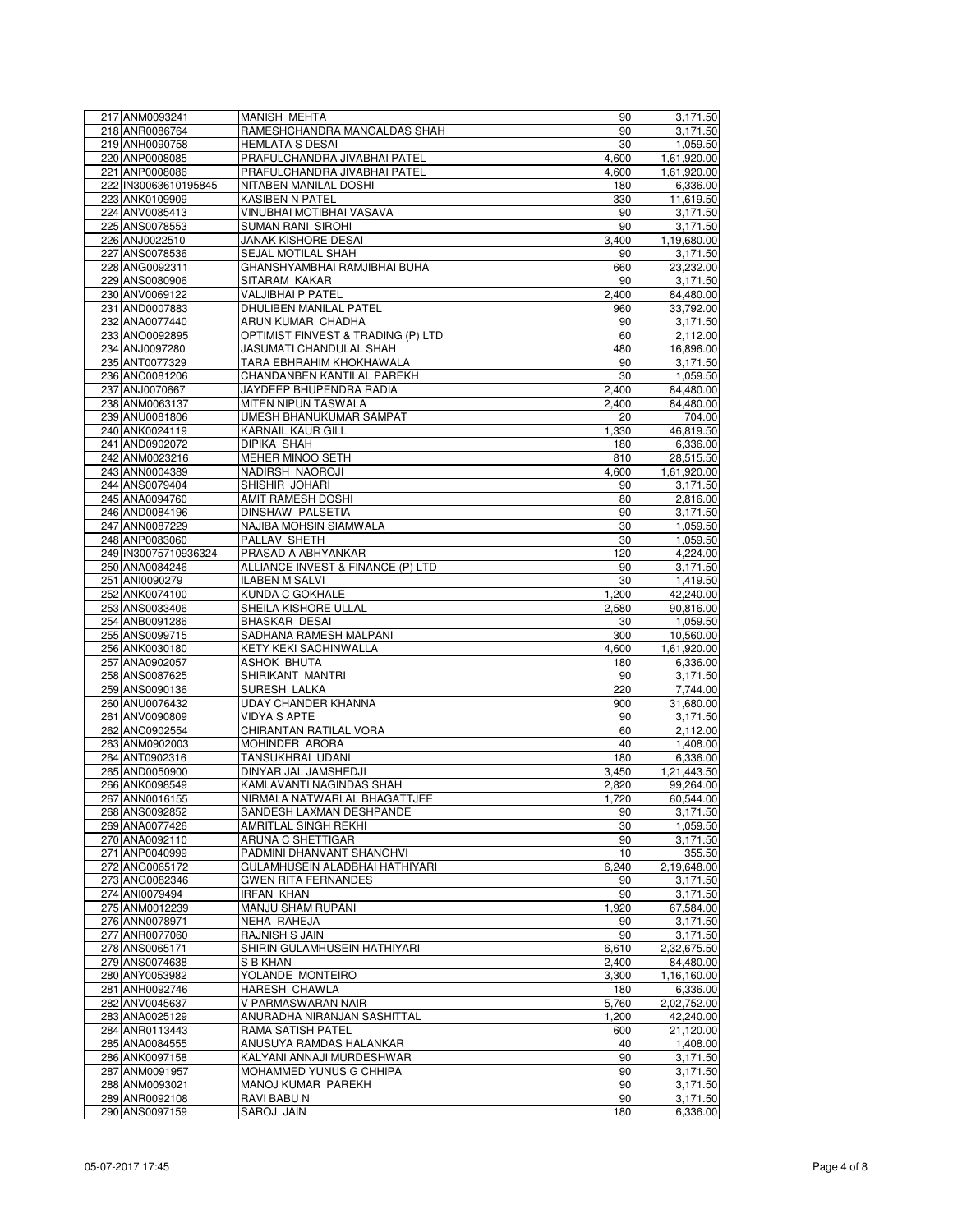| | | | | |
|---|---|---|---|---|
| 217 | ANM0093241 | MANISH MEHTA | 90 | 3,171.50 |
| 218 | ANR0086764 | RAMESHCHANDRA MANGALDAS SHAH | 90 | 3,171.50 |
| 219 | ANH0090758 | HEMLATA S DESAI | 30 | 1,059.50 |
| 220 | ANP0008085 | PRAFULCHANDRA JIVABHAI PATEL | 4,600 | 1,61,920.00 |
| 221 | ANP0008086 | PRAFULCHANDRA JIVABHAI PATEL | 4,600 | 1,61,920.00 |
| 222 | IN30063610195845 | NITABEN MANILAL DOSHI | 180 | 6,336.00 |
| 223 | ANK0109909 | KASIBEN N PATEL | 330 | 11,619.50 |
| 224 | ANV0085413 | VINUBHAI MOTIBHAI VASAVA | 90 | 3,171.50 |
| 225 | ANS0078553 | SUMAN RANI SIROHI | 90 | 3,171.50 |
| 226 | ANJ0022510 | JANAK KISHORE DESAI | 3,400 | 1,19,680.00 |
| 227 | ANS0078536 | SEJAL MOTILAL SHAH | 90 | 3,171.50 |
| 228 | ANG0092311 | GHANSHYAMBHAI RAMJIBHAI BUHA | 660 | 23,232.00 |
| 229 | ANS0080906 | SITARAM KAKAR | 90 | 3,171.50 |
| 230 | ANV0069122 | VALJIBHAI P PATEL | 2,400 | 84,480.00 |
| 231 | AND0007883 | DHULIBEN MANILAL PATEL | 960 | 33,792.00 |
| 232 | ANA0077440 | ARUN KUMAR CHADHA | 90 | 3,171.50 |
| 233 | ANO0092895 | OPTIMIST FINVEST & TRADING (P) LTD | 60 | 2,112.00 |
| 234 | ANJ0097280 | JASUMATI CHANDULAL SHAH | 480 | 16,896.00 |
| 235 | ANT0077329 | TARA EBHRAHIM KHOKHAWALA | 90 | 3,171.50 |
| 236 | ANC0081206 | CHANDANBEN KANTILAL PAREKH | 30 | 1,059.50 |
| 237 | ANJ0070667 | JAYDEEP BHUPENDRA RADIA | 2,400 | 84,480.00 |
| 238 | ANM0063137 | MITEN NIPUN TASWALA | 2,400 | 84,480.00 |
| 239 | ANU0081806 | UMESH BHANUKUMAR SAMPAT | 20 | 704.00 |
| 240 | ANK0024119 | KARNAIL KAUR GILL | 1,330 | 46,819.50 |
| 241 | AND0902072 | DIPIKA SHAH | 180 | 6,336.00 |
| 242 | ANM0023216 | MEHER MINOO SETH | 810 | 28,515.50 |
| 243 | ANN0004389 | NADIRSH NAOROJI | 4,600 | 1,61,920.00 |
| 244 | ANS0079404 | SHISHIR JOHARI | 90 | 3,171.50 |
| 245 | ANA0094760 | AMIT RAMESH DOSHI | 80 | 2,816.00 |
| 246 | AND0084196 | DINSHAW PALSETIA | 90 | 3,171.50 |
| 247 | ANN0087229 | NAJIBA MOHSIN SIAMWALA | 30 | 1,059.50 |
| 248 | ANP0083060 | PALLAV SHETH | 30 | 1,059.50 |
| 249 | IN30075710936324 | PRASAD A ABHYANKAR | 120 | 4,224.00 |
| 250 | ANA0084246 | ALLIANCE INVEST & FINANCE (P) LTD | 90 | 3,171.50 |
| 251 | ANI0090279 | ILABEN M SALVI | 30 | 1,419.50 |
| 252 | ANK0074100 | KUNDA C GOKHALE | 1,200 | 42,240.00 |
| 253 | ANS0033406 | SHEILA KISHORE ULLAL | 2,580 | 90,816.00 |
| 254 | ANB0091286 | BHASKAR DESAI | 30 | 1,059.50 |
| 255 | ANS0099715 | SADHANA RAMESH MALPANI | 300 | 10,560.00 |
| 256 | ANK0030180 | KETY KEKI SACHINWALLA | 4,600 | 1,61,920.00 |
| 257 | ANA0902057 | ASHOK BHUTA | 180 | 6,336.00 |
| 258 | ANS0087625 | SHIRIKANT MANTRI | 90 | 3,171.50 |
| 259 | ANS0090136 | SURESH LALKA | 220 | 7,744.00 |
| 260 | ANU0076432 | UDAY CHANDER KHANNA | 900 | 31,680.00 |
| 261 | ANV0090809 | VIDYA S APTE | 90 | 3,171.50 |
| 262 | ANC0902554 | CHIRANTAN RATILAL VORA | 60 | 2,112.00 |
| 263 | ANM0902003 | MOHINDER ARORA | 40 | 1,408.00 |
| 264 | ANT0902316 | TANSUKHRAI UDANI | 180 | 6,336.00 |
| 265 | AND0050900 | DINYAR JAL JAMSHEDJI | 3,450 | 1,21,443.50 |
| 266 | ANK0098549 | KAMLAVANTI NAGINDAS SHAH | 2,820 | 99,264.00 |
| 267 | ANN0016155 | NIRMALA NATWARLAL BHAGATTJEE | 1,720 | 60,544.00 |
| 268 | ANS0092852 | SANDESH LAXMAN DESHPANDE | 90 | 3,171.50 |
| 269 | ANA0077426 | AMRITLAL SINGH REKHI | 30 | 1,059.50 |
| 270 | ANA0092110 | ARUNA C SHETTIGAR | 90 | 3,171.50 |
| 271 | ANP0040999 | PADMINI DHANVANT SHANGHVI | 10 | 355.50 |
| 272 | ANG0065172 | GULAMHUSEIN ALADBHAI HATHIYARI | 6,240 | 2,19,648.00 |
| 273 | ANG0082346 | GWEN RITA FERNANDES | 90 | 3,171.50 |
| 274 | ANI0079494 | IRFAN KHAN | 90 | 3,171.50 |
| 275 | ANM0012239 | MANJU SHAM RUPANI | 1,920 | 67,584.00 |
| 276 | ANN0078971 | NEHA RAHEJA | 90 | 3,171.50 |
| 277 | ANR0077060 | RAJNISH S JAIN | 90 | 3,171.50 |
| 278 | ANS0065171 | SHIRIN GULAMHUSEIN HATHIYARI | 6,610 | 2,32,675.50 |
| 279 | ANS0074638 | S B KHAN | 2,400 | 84,480.00 |
| 280 | ANY0053982 | YOLANDE MONTEIRO | 3,300 | 1,16,160.00 |
| 281 | ANH0092746 | HARESH CHAWLA | 180 | 6,336.00 |
| 282 | ANV0045637 | V PARMASWARAN NAIR | 5,760 | 2,02,752.00 |
| 283 | ANA0025129 | ANURADHA NIRANJAN SASHITTAL | 1,200 | 42,240.00 |
| 284 | ANR0113443 | RAMA SATISH PATEL | 600 | 21,120.00 |
| 285 | ANA0084555 | ANUSUYA RAMDAS HALANKAR | 40 | 1,408.00 |
| 286 | ANK0097158 | KALYANI ANNAJI MURDESHWAR | 90 | 3,171.50 |
| 287 | ANM0091957 | MOHAMMED YUNUS G CHHIPA | 90 | 3,171.50 |
| 288 | ANM0093021 | MANOJ KUMAR PAREKH | 90 | 3,171.50 |
| 289 | ANR0092108 | RAVI BABU N | 90 | 3,171.50 |
| 290 | ANS0097159 | SAROJ JAIN | 180 | 6,336.00 |

05-07-2017 17:45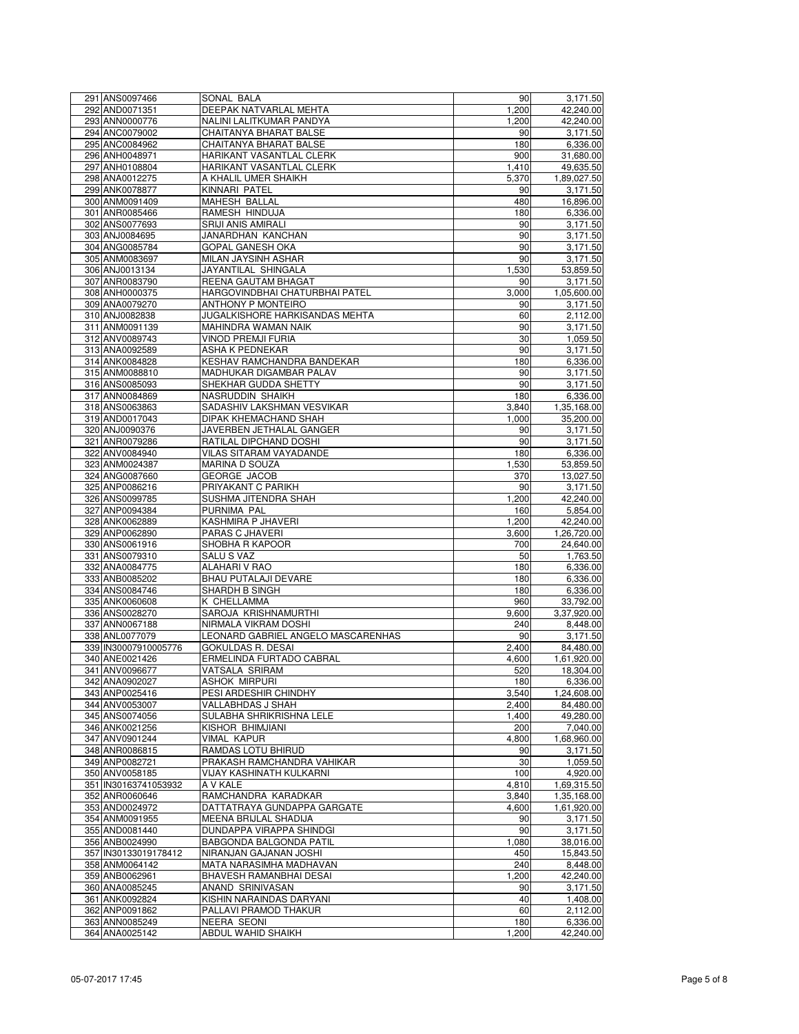| | | | | |
|---|---|---|---|---|
| 291 | ANS0097466 | SONAL BALA | 90 | 3,171.50 |
| 292 | AND0071351 | DEEPAK NATVARLAL MEHTA | 1,200 | 42,240.00 |
| 293 | ANN0000776 | NALINI LALITKUMAR PANDYA | 1,200 | 42,240.00 |
| 294 | ANC0079002 | CHAITANYA BHARAT BALSE | 90 | 3,171.50 |
| 295 | ANC0084962 | CHAITANYA BHARAT BALSE | 180 | 6,336.00 |
| 296 | ANH0048971 | HARIKANT VASANTLAL CLERK | 900 | 31,680.00 |
| 297 | ANH0108804 | HARIKANT VASANTLAL CLERK | 1,410 | 49,635.50 |
| 298 | ANA0012275 | A KHALIL UMER SHAIKH | 5,370 | 1,89,027.50 |
| 299 | ANK0078877 | KINNARI PATEL | 90 | 3,171.50 |
| 300 | ANM0091409 | MAHESH BALLAL | 480 | 16,896.00 |
| 301 | ANR0085466 | RAMESH HINDUJA | 180 | 6,336.00 |
| 302 | ANS0077693 | SRIJI ANIS AMIRALI | 90 | 3,171.50 |
| 303 | ANJ0084695 | JANARDHAN KANCHAN | 90 | 3,171.50 |
| 304 | ANG0085784 | GOPAL GANESH OKA | 90 | 3,171.50 |
| 305 | ANM0083697 | MILAN JAYSINH ASHAR | 90 | 3,171.50 |
| 306 | ANJ0013134 | JAYANTILAL SHINGALA | 1,530 | 53,859.50 |
| 307 | ANR0083790 | REENA GAUTAM BHAGAT | 90 | 3,171.50 |
| 308 | ANH0000375 | HARGOVINDBHAI CHATURBHAI PATEL | 3,000 | 1,05,600.00 |
| 309 | ANA0079270 | ANTHONY P MONTEIRO | 90 | 3,171.50 |
| 310 | ANJ0082838 | JUGALKISHORE HARKISANDAS MEHTA | 60 | 2,112.00 |
| 311 | ANM0091139 | MAHINDRA WAMAN NAIK | 90 | 3,171.50 |
| 312 | ANV0089743 | VINOD PREMJI FURIA | 30 | 1,059.50 |
| 313 | ANA0092589 | ASHA K PEDNEKAR | 90 | 3,171.50 |
| 314 | ANK0084828 | KESHAV RAMCHANDRA BANDEKAR | 180 | 6,336.00 |
| 315 | ANM0088810 | MADHUKAR DIGAMBAR PALAV | 90 | 3,171.50 |
| 316 | ANS0085093 | SHEKHAR GUDDA SHETTY | 90 | 3,171.50 |
| 317 | ANN0084869 | NASRUDDIN SHAIKH | 180 | 6,336.00 |
| 318 | ANS0063863 | SADASHIV LAKSHMAN VESVIKAR | 3,840 | 1,35,168.00 |
| 319 | AND0017043 | DIPAK KHEMACHAND SHAH | 1,000 | 35,200.00 |
| 320 | ANJ0090376 | JAVERBEN JETHALAL GANGER | 90 | 3,171.50 |
| 321 | ANR0079286 | RATILAL DIPCHAND DOSHI | 90 | 3,171.50 |
| 322 | ANV0084940 | VILAS SITARAM VAYADANDE | 180 | 6,336.00 |
| 323 | ANM0024387 | MARINA D SOUZA | 1,530 | 53,859.50 |
| 324 | ANG0087660 | GEORGE JACOB | 370 | 13,027.50 |
| 325 | ANP0086216 | PRIYAKANT C PARIKH | 90 | 3,171.50 |
| 326 | ANS0099785 | SUSHMA JITENDRA SHAH | 1,200 | 42,240.00 |
| 327 | ANP0094384 | PURNIMA PAL | 160 | 5,854.00 |
| 328 | ANK0062889 | KASHMIRA P JHAVERI | 1,200 | 42,240.00 |
| 329 | ANP0062890 | PARAS C JHAVERI | 3,600 | 1,26,720.00 |
| 330 | ANS0061916 | SHOBHA R KAPOOR | 700 | 24,640.00 |
| 331 | ANS0079310 | SALU S VAZ | 50 | 1,763.50 |
| 332 | ANA0084775 | ALAHARI V RAO | 180 | 6,336.00 |
| 333 | ANB0085202 | BHAU PUTALAJI DEVARE | 180 | 6,336.00 |
| 334 | ANS0084746 | SHARDH B SINGH | 180 | 6,336.00 |
| 335 | ANK0060608 | K CHELLAMMA | 960 | 33,792.00 |
| 336 | ANS0028270 | SAROJA KRISHNAMURTHI | 9,600 | 3,37,920.00 |
| 337 | ANN0067188 | NIRMALA VIKRAM DOSHI | 240 | 8,448.00 |
| 338 | ANL0077079 | LEONARD GABRIEL ANGELO MASCARENHAS | 90 | 3,171.50 |
| 339 | IN30007910005776 | GOKULDAS R. DESAI | 2,400 | 84,480.00 |
| 340 | ANE0021426 | ERMELINDA FURTADO CABRAL | 4,600 | 1,61,920.00 |
| 341 | ANV0096677 | VATSALA SRIRAM | 520 | 18,304.00 |
| 342 | ANA0902027 | ASHOK MIRPURI | 180 | 6,336.00 |
| 343 | ANP0025416 | PESI ARDESHIR CHINDHY | 3,540 | 1,24,608.00 |
| 344 | ANV0053007 | VALLABHDAS J SHAH | 2,400 | 84,480.00 |
| 345 | ANS0074056 | SULABHA SHRIKRISHNA LELE | 1,400 | 49,280.00 |
| 346 | ANK0021256 | KISHOR BHIMJIANI | 200 | 7,040.00 |
| 347 | ANV0901244 | VIMAL KAPUR | 4,800 | 1,68,960.00 |
| 348 | ANR0086815 | RAMDAS LOTU BHIRUD | 90 | 3,171.50 |
| 349 | ANP0082721 | PRAKASH RAMCHANDRA VAHIKAR | 30 | 1,059.50 |
| 350 | ANV0058185 | VIJAY KASHINATH KULKARNI | 100 | 4,920.00 |
| 351 | IN30163741053932 | A V KALE | 4,810 | 1,69,315.50 |
| 352 | ANR0060646 | RAMCHANDRA KARADKAR | 3,840 | 1,35,168.00 |
| 353 | AND0024972 | DATTATRAYA GUNDAPPA GARGATE | 4,600 | 1,61,920.00 |
| 354 | ANM0091955 | MEENA BRIJLAL SHADIJA | 90 | 3,171.50 |
| 355 | AND0081440 | DUNDAPPA VIRAPPA SHINDGI | 90 | 3,171.50 |
| 356 | ANB0024990 | BABGONDA BALGONDA PATIL | 1,080 | 38,016.00 |
| 357 | IN30133019178412 | NIRANJAN GAJANAN JOSHI | 450 | 15,843.50 |
| 358 | ANM0064142 | MATA NARASIMHA MADHAVAN | 240 | 8,448.00 |
| 359 | ANB0062961 | BHAVESH RAMANBHAI DESAI | 1,200 | 42,240.00 |
| 360 | ANA0085245 | ANAND SRINIVASAN | 90 | 3,171.50 |
| 361 | ANK0092824 | KISHIN NARAINDAS DARYANI | 40 | 1,408.00 |
| 362 | ANP0091862 | PALLAVI PRAMOD THAKUR | 60 | 2,112.00 |
| 363 | ANN0085249 | NEERA SEONI | 180 | 6,336.00 |
| 364 | ANA0025142 | ABDUL WAHID SHAIKH | 1,200 | 42,240.00 |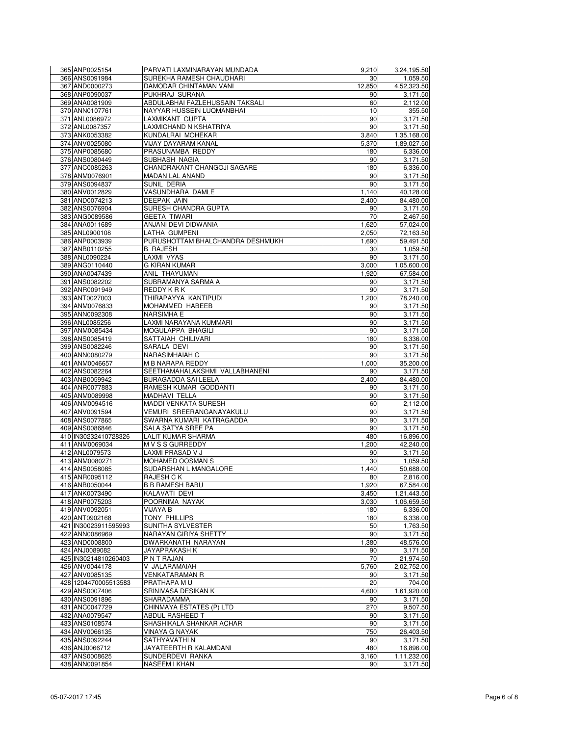| | | | | |
|---|---|---|---|---|
| 365 | ANP0025154 | PARVATI LAXMINARAYAN MUNDADA | 9,210 | 3,24,195.50 |
| 366 | ANS0091984 | SUREKHA RAMESH CHAUDHARI | 30 | 1,059.50 |
| 367 | AND0000273 | DAMODAR CHINTAMAN VANI | 12,850 | 4,52,323.50 |
| 368 | ANP0090037 | PUKHRAJ SURANA | 90 | 3,171.50 |
| 369 | ANA0081909 | ABDULABHAI FAZLEHUSSAIN TAKSALI | 60 | 2,112.00 |
| 370 | ANN0107761 | NAYYAR HUSSEIN LUQMANBHAI | 10 | 355.50 |
| 371 | ANL0086972 | LAXMIKANT GUPTA | 90 | 3,171.50 |
| 372 | ANL0087357 | LAXMICHAND N KSHATRIYA | 90 | 3,171.50 |
| 373 | ANK0053382 | KUNDALRAI MOHEKAR | 3,840 | 1,35,168.00 |
| 374 | ANV0025080 | VIJAY DAYARAM KANAL | 5,370 | 1,89,027.50 |
| 375 | ANP0085680 | PRASUNAMBA REDDY | 180 | 6,336.00 |
| 376 | ANS0080449 | SUBHASH NAGIA | 90 | 3,171.50 |
| 377 | ANC0085263 | CHANDRAKANT CHANGOJI SAGARE | 180 | 6,336.00 |
| 378 | ANM0076901 | MADAN LAL ANAND | 90 | 3,171.50 |
| 379 | ANS0094837 | SUNIL DERIA | 90 | 3,171.50 |
| 380 | ANV0012829 | VASUNDHARA DAMLE | 1,140 | 40,128.00 |
| 381 | AND0074213 | DEEPAK JAIN | 2,400 | 84,480.00 |
| 382 | ANS0076904 | SURESH CHANDRA GUPTA | 90 | 3,171.50 |
| 383 | ANG0089586 | GEETA TIWARI | 70 | 2,467.50 |
| 384 | ANA0011689 | ANJANI DEVI DIDWANIA | 1,620 | 57,024.00 |
| 385 | ANL0900108 | LATHA GUMPENI | 2,050 | 72,163.50 |
| 386 | ANP0003939 | PURUSHOTTAM BHALCHANDRA DESHMUKH | 1,690 | 59,491.50 |
| 387 | ANB0110255 | B RAJESH | 30 | 1,059.50 |
| 388 | ANL0090224 | LAXMI VYAS | 90 | 3,171.50 |
| 389 | ANG0110440 | G KIRAN KUMAR | 3,000 | 1,05,600.00 |
| 390 | ANA0047439 | ANIL THAYUMAN | 1,920 | 67,584.00 |
| 391 | ANS0082202 | SUBRAMANYA SARMA A | 90 | 3,171.50 |
| 392 | ANR0091949 | REDDY K R K | 90 | 3,171.50 |
| 393 | ANT0027003 | THIRAPAYYA KANTIPUDI | 1,200 | 78,240.00 |
| 394 | ANM0076833 | MOHAMMED HABEEB | 90 | 3,171.50 |
| 395 | ANN0092308 | NARSIMHA E | 90 | 3,171.50 |
| 396 | ANL0085256 | LAXMI NARAYANA KUMMARI | 90 | 3,171.50 |
| 397 | ANM0085434 | MOGULAPPA BHAGILI | 90 | 3,171.50 |
| 398 | ANS0085419 | SATTAIAH CHILIVARI | 180 | 6,336.00 |
| 399 | ANS0082246 | SARALA DEVI | 90 | 3,171.50 |
| 400 | ANN0080279 | NARASIMHAIAH G | 90 | 3,171.50 |
| 401 | ANM0046657 | M B NARAPA REDDY | 1,000 | 35,200.00 |
| 402 | ANS0082264 | SEETHAMAHALAKSHMI VALLABHANENI | 90 | 3,171.50 |
| 403 | ANB0059942 | BURAGADDA SAI LEELA | 2,400 | 84,480.00 |
| 404 | ANR0077883 | RAMESH KUMAR GODDANTI | 90 | 3,171.50 |
| 405 | ANM0089998 | MADHAVI TELLA | 90 | 3,171.50 |
| 406 | ANM0094516 | MADDI VENKATA SURESH | 60 | 2,112.00 |
| 407 | ANV0091594 | VEMURI SREERANGANAYAKULU | 90 | 3,171.50 |
| 408 | ANS0077865 | SWARNA KUMARI KATRAGADDA | 90 | 3,171.50 |
| 409 | ANS0086846 | SALA SATYA SREE PA | 90 | 3,171.50 |
| 410 | IN30232410728326 | LALIT KUMAR SHARMA | 480 | 16,896.00 |
| 411 | ANM0069034 | M V S S GURREDDY | 1,200 | 42,240.00 |
| 412 | ANL0079573 | LAXMI PRASAD V J | 90 | 3,171.50 |
| 413 | ANM0080271 | MOHAMED OOSMAN S | 30 | 1,059.50 |
| 414 | ANS0058085 | SUDARSHAN L MANGALORE | 1,440 | 50,688.00 |
| 415 | ANR0095112 | RAJESH C K | 80 | 2,816.00 |
| 416 | ANB0050044 | B B RAMESH BABU | 1,920 | 67,584.00 |
| 417 | ANK0073490 | KALAVATI DEVI | 3,450 | 1,21,443.50 |
| 418 | ANP0075203 | POORNIMA NAYAK | 3,030 | 1,06,659.50 |
| 419 | ANV0092051 | VIJAYA B | 180 | 6,336.00 |
| 420 | ANT0902168 | TONY PHILLIPS | 180 | 6,336.00 |
| 421 | IN30023911595993 | SUNITHA SYLVESTER | 50 | 1,763.50 |
| 422 | ANN0086969 | NARAYAN GIRIYA SHETTY | 90 | 3,171.50 |
| 423 | AND0008800 | DWARKANATH NARAYAN | 1,380 | 48,576.00 |
| 424 | ANJ0089082 | JAYAPRAKASH K | 90 | 3,171.50 |
| 425 | IN30214810260403 | P N T RAJAN | 70 | 21,974.50 |
| 426 | ANV0044178 | V JALARAMAIAH | 5,760 | 2,02,752.00 |
| 427 | ANV0085135 | VENKATARAMAN R | 90 | 3,171.50 |
| 428 | 1204470005513583 | PRATHAPA M U | 20 | 704.00 |
| 429 | ANS0007406 | SRINIVASA DESIKAN K | 4,600 | 1,61,920.00 |
| 430 | ANS0091896 | SHARADAMMA | 90 | 3,171.50 |
| 431 | ANC0047729 | CHINMAYA ESTATES (P) LTD | 270 | 9,507.50 |
| 432 | ANA0079547 | ABDUL RASHEED T | 90 | 3,171.50 |
| 433 | ANS0108574 | SHASHIKALA SHANKAR ACHAR | 90 | 3,171.50 |
| 434 | ANV0066135 | VINAYA G NAYAK | 750 | 26,403.50 |
| 435 | ANS0092244 | SATHYAVATHI N | 90 | 3,171.50 |
| 436 | ANJ0066712 | JAYATEERTH R KALAMDANI | 480 | 16,896.00 |
| 437 | ANS0008625 | SUNDERDEVI RANKA | 3,160 | 1,11,232.00 |
| 438 | ANN0091854 | NASEEM I KHAN | 90 | 3,171.50 |

05-07-2017 17:45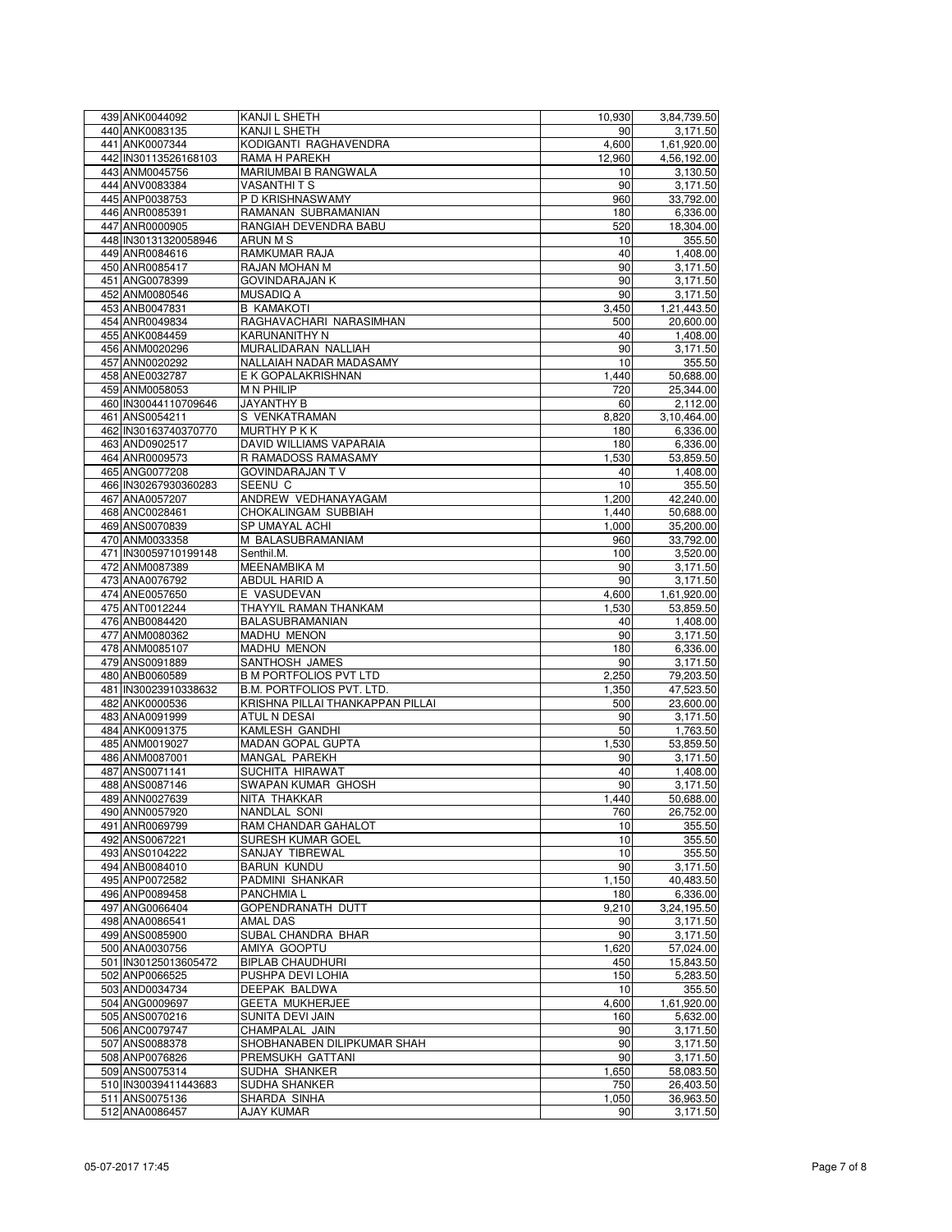| | | | | |
|---|---|---|---|---|
| 439 | ANK0044092 | KANJI L SHETH | 10,930 | 3,84,739.50 |
| 440 | ANK0083135 | KANJI L SHETH | 90 | 3,171.50 |
| 441 | ANK0007344 | KODIGANTI RAGHAVENDRA | 4,600 | 1,61,920.00 |
| 442 | IN30113526168103 | RAMA H PAREKH | 12,960 | 4,56,192.00 |
| 443 | ANM0045756 | MARIUMBAI B RANGWALA | 10 | 3,130.50 |
| 444 | ANV0083384 | VASANTHI T S | 90 | 3,171.50 |
| 445 | ANP0038753 | P D KRISHNASWAMY | 960 | 33,792.00 |
| 446 | ANR0085391 | RAMANAN SUBRAMANIAN | 180 | 6,336.00 |
| 447 | ANR0000905 | RANGIAH DEVENDRA BABU | 520 | 18,304.00 |
| 448 | IN30131320058946 | ARUN M S | 10 | 355.50 |
| 449 | ANR0084616 | RAMKUMAR RAJA | 40 | 1,408.00 |
| 450 | ANR0085417 | RAJAN MOHAN M | 90 | 3,171.50 |
| 451 | ANG0078399 | GOVINDARAJAN K | 90 | 3,171.50 |
| 452 | ANM0080546 | MUSADIQ A | 90 | 3,171.50 |
| 453 | ANB0047831 | B KAMAKOTI | 3,450 | 1,21,443.50 |
| 454 | ANR0049834 | RAGHAVACHARI NARASIMHAN | 500 | 20,600.00 |
| 455 | ANK0084459 | KARUNANITHY N | 40 | 1,408.00 |
| 456 | ANM0020296 | MURALIDARAN NALLIAH | 90 | 3,171.50 |
| 457 | ANN0020292 | NALLAIAH NADAR MADASAMY | 10 | 355.50 |
| 458 | ANE0032787 | E K GOPALAKRISHNAN | 1,440 | 50,688.00 |
| 459 | ANM0058053 | M N PHILIP | 720 | 25,344.00 |
| 460 | IN30044110709646 | JAYANTHY B | 60 | 2,112.00 |
| 461 | ANS0054211 | S VENKATRAMAN | 8,820 | 3,10,464.00 |
| 462 | IN30163740370770 | MURTHY P K K | 180 | 6,336.00 |
| 463 | AND0902517 | DAVID WILLIAMS VAPARAIA | 180 | 6,336.00 |
| 464 | ANR0009573 | R RAMADOSS RAMASAMY | 1,530 | 53,859.50 |
| 465 | ANG0077208 | GOVINDARAJAN T V | 40 | 1,408.00 |
| 466 | IN30267930360283 | SEENU C | 10 | 355.50 |
| 467 | ANA0057207 | ANDREW VEDHANAYAGAM | 1,200 | 42,240.00 |
| 468 | ANC0028461 | CHOKALINGAM SUBBIAH | 1,440 | 50,688.00 |
| 469 | ANS0070839 | SP UMAYAL ACHI | 1,000 | 35,200.00 |
| 470 | ANM0033358 | M BALASUBRAMANIAM | 960 | 33,792.00 |
| 471 | IN30059710199148 | Senthil.M. | 100 | 3,520.00 |
| 472 | ANM0087389 | MEENAMBIKA M | 90 | 3,171.50 |
| 473 | ANA0076792 | ABDUL HARID A | 90 | 3,171.50 |
| 474 | ANE0057650 | E VASUDEVAN | 4,600 | 1,61,920.00 |
| 475 | ANT0012244 | THAYYIL RAMAN THANKAM | 1,530 | 53,859.50 |
| 476 | ANB0084420 | BALASUBRAMANIAN | 40 | 1,408.00 |
| 477 | ANM0080362 | MADHU MENON | 90 | 3,171.50 |
| 478 | ANM0085107 | MADHU MENON | 180 | 6,336.00 |
| 479 | ANS0091889 | SANTHOSH JAMES | 90 | 3,171.50 |
| 480 | ANB0060589 | B M PORTFOLIOS PVT LTD | 2,250 | 79,203.50 |
| 481 | IN30023910338632 | B.M. PORTFOLIOS PVT. LTD. | 1,350 | 47,523.50 |
| 482 | ANK0000536 | KRISHNA PILLAI THANKAPPAN PILLAI | 500 | 23,600.00 |
| 483 | ANA0091999 | ATUL N DESAI | 90 | 3,171.50 |
| 484 | ANK0091375 | KAMLESH GANDHI | 50 | 1,763.50 |
| 485 | ANM0019027 | MADAN GOPAL GUPTA | 1,530 | 53,859.50 |
| 486 | ANM0087001 | MANGAL PAREKH | 90 | 3,171.50 |
| 487 | ANS0071141 | SUCHITA HIRAWAT | 40 | 1,408.00 |
| 488 | ANS0087146 | SWAPAN KUMAR GHOSH | 90 | 3,171.50 |
| 489 | ANN0027639 | NITA THAKKAR | 1,440 | 50,688.00 |
| 490 | ANN0057920 | NANDLAL SONI | 760 | 26,752.00 |
| 491 | ANR0069799 | RAM CHANDAR GAHALOT | 10 | 355.50 |
| 492 | ANS0067221 | SURESH KUMAR GOEL | 10 | 355.50 |
| 493 | ANS0104222 | SANJAY TIBREWAL | 10 | 355.50 |
| 494 | ANB0084010 | BARUN KUNDU | 90 | 3,171.50 |
| 495 | ANP0072582 | PADMINI SHANKAR | 1,150 | 40,483.50 |
| 496 | ANP0089458 | PANCHMIA L | 180 | 6,336.00 |
| 497 | ANG0066404 | GOPENDRANATH DUTT | 9,210 | 3,24,195.50 |
| 498 | ANA0086541 | AMAL DAS | 90 | 3,171.50 |
| 499 | ANS0085900 | SUBAL CHANDRA BHAR | 90 | 3,171.50 |
| 500 | ANA0030756 | AMIYA GOOPTU | 1,620 | 57,024.00 |
| 501 | IN30125013605472 | BIPLAB CHAUDHURI | 450 | 15,843.50 |
| 502 | ANP0066525 | PUSHPA DEVI LOHIA | 150 | 5,283.50 |
| 503 | AND0034734 | DEEPAK BALDWA | 10 | 355.50 |
| 504 | ANG0009697 | GEETA MUKHERJEE | 4,600 | 1,61,920.00 |
| 505 | ANS0070216 | SUNITA DEVI JAIN | 160 | 5,632.00 |
| 506 | ANC0079747 | CHAMPALAL JAIN | 90 | 3,171.50 |
| 507 | ANS0088378 | SHOBHANABEN DILIPKUMAR SHAH | 90 | 3,171.50 |
| 508 | ANP0076826 | PREMSUKH GATTANI | 90 | 3,171.50 |
| 509 | ANS0075314 | SUDHA SHANKER | 1,650 | 58,083.50 |
| 510 | IN30039411443683 | SUDHA SHANKER | 750 | 26,403.50 |
| 511 | ANS0075136 | SHARDA SINHA | 1,050 | 36,963.50 |
| 512 | ANA0086457 | AJAY KUMAR | 90 | 3,171.50 |

05-07-2017 17:45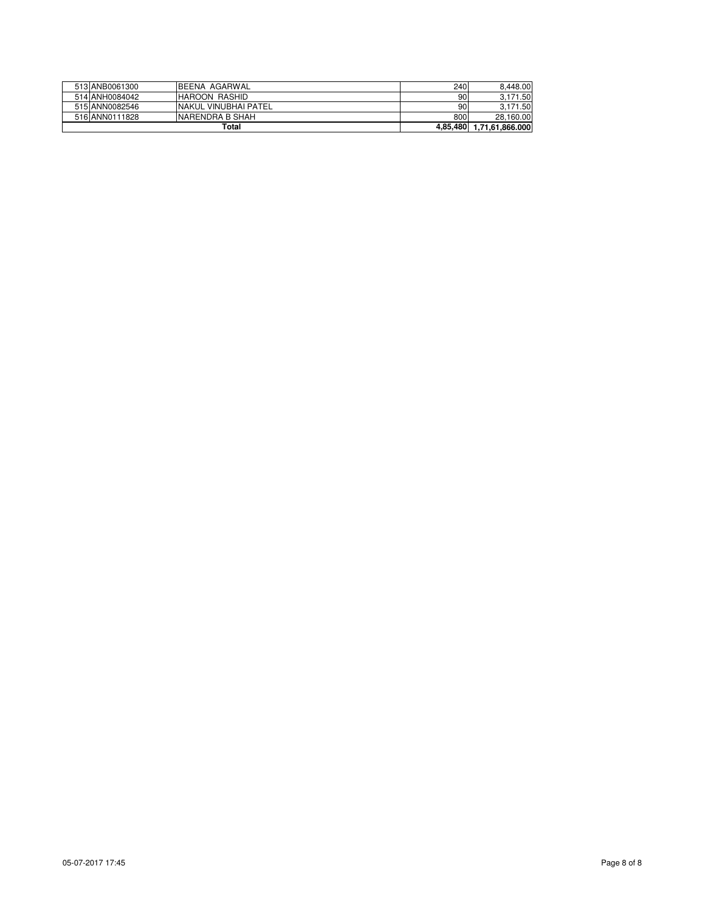| | | | | |
|---|---|---|---|---|
| 513 | ANB0061300 | BEENA AGARWAL | 240 | 8,448.00 |
| 514 | ANH0084042 | HAROON RASHID | 90 | 3,171.50 |
| 515 | ANN0082546 | NAKUL VINUBHAI PATEL | 90 | 3,171.50 |
| 516 | ANN0111828 | NARENDRA B SHAH | 800 | 28,160.00 |
| | | **Total** | **4,85,480** | **1,71,61,866.000** |

05-07-2017 17:45